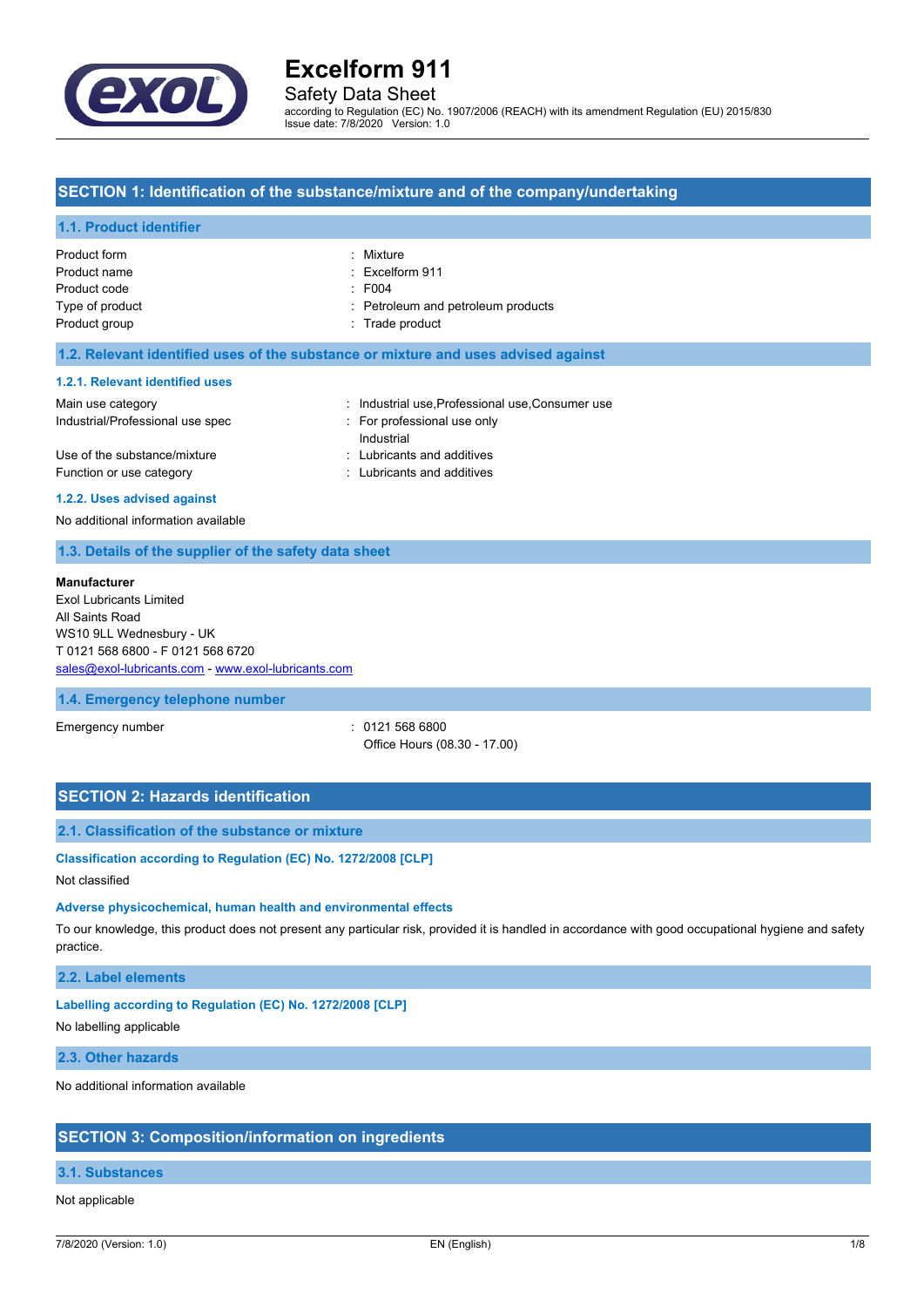# Excelform 911

Safety Data Sheet

according to Regulation (EC) No. 1907/2006 (REACH) with its amendment Regulation (EU) 2015/830
Issue date: 7/8/2020 Version: 1.0

## SECTION 1: Identification of the substance/mixture and of the company/undertaking

### 1.1. Product identifier

| | |
|---|---|
| Product form | : Mixture |
| Product name | : Excelform 911 |
| Product code | : F004 |
| Type of product | : Petroleum and petroleum products |
| Product group | : Trade product |

### 1.2. Relevant identified uses of the substance or mixture and uses advised against

#### 1.2.1. Relevant identified uses

| | |
|---|---|
| Main use category | : Industrial use,Professional use,Consumer use |
| Industrial/Professional use spec | : For professional use only<br>Industrial |
| Use of the substance/mixture | : Lubricants and additives |
| Function or use category | : Lubricants and additives |

#### 1.2.2. Uses advised against

No additional information available

### 1.3. Details of the supplier of the safety data sheet

**Manufacturer**
Exol Lubricants Limited
All Saints Road
WS10 9LL Wednesbury - UK
T 0121 568 6800 - F 0121 568 6720
sales@exol-lubricants.com - www.exol-lubricants.com

### 1.4. Emergency telephone number

| | |
|---|---|
| Emergency number | : 0121 568 6800<br>Office Hours (08.30 - 17.00) |

## SECTION 2: Hazards identification

### 2.1. Classification of the substance or mixture

**Classification according to Regulation (EC) No. 1272/2008 [CLP]**

Not classified

**Adverse physicochemical, human health and environmental effects**

To our knowledge, this product does not present any particular risk, provided it is handled in accordance with good occupational hygiene and safety practice.

### 2.2. Label elements

**Labelling according to Regulation (EC) No. 1272/2008 [CLP]**

No labelling applicable

### 2.3. Other hazards

No additional information available

## SECTION 3: Composition/information on ingredients

### 3.1. Substances

Not applicable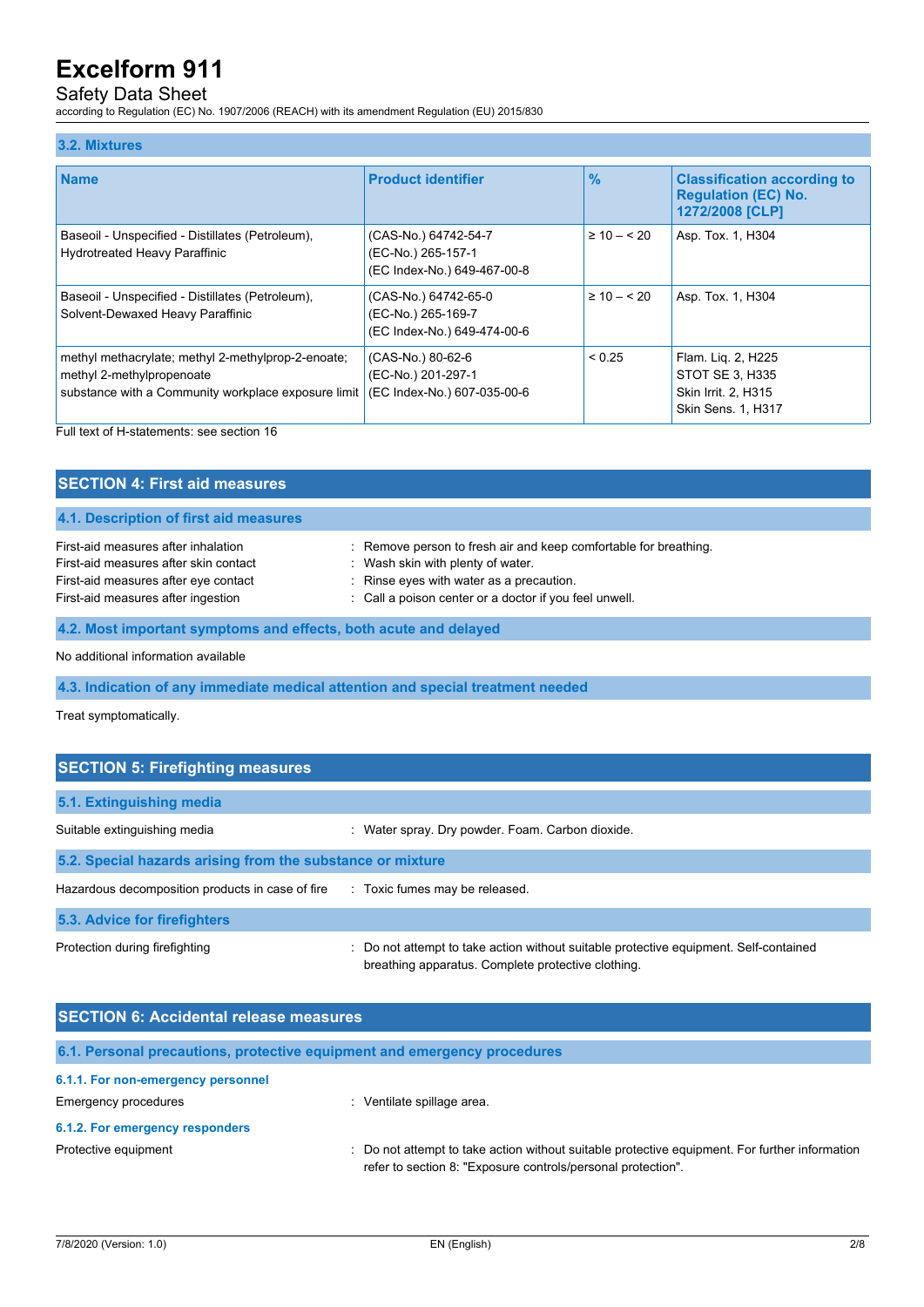### 3.2. Mixtures

| Name | Product identifier | % | Classification according to Regulation (EC) No. 1272/2008 [CLP] |
|---|---|---|---|
| Baseoil - Unspecified - Distillates (Petroleum), Hydrotreated Heavy Paraffinic | (CAS-No.) 64742-54-7<br>(EC-No.) 265-157-1<br>(EC Index-No.) 649-467-00-8 | ≥ 10 – < 20 | Asp. Tox. 1, H304 |
| Baseoil - Unspecified - Distillates (Petroleum), Solvent-Dewaxed Heavy Paraffinic | (CAS-No.) 64742-65-0<br>(EC-No.) 265-169-7<br>(EC Index-No.) 649-474-00-6 | ≥ 10 – < 20 | Asp. Tox. 1, H304 |
| methyl methacrylate; methyl 2-methylprop-2-enoate; methyl 2-methylpropenoate<br>substance with a Community workplace exposure limit | (CAS-No.) 80-62-6<br>(EC-No.) 201-297-1<br>(EC Index-No.) 607-035-00-6 | < 0.25 | Flam. Liq. 2, H225<br>STOT SE 3, H335<br>Skin Irrit. 2, H315<br>Skin Sens. 1, H317 |

Full text of H-statements: see section 16

## SECTION 4: First aid measures

### 4.1. Description of first aid measures

First-aid measures after inhalation : Remove person to fresh air and keep comfortable for breathing.
First-aid measures after skin contact : Wash skin with plenty of water.
First-aid measures after eye contact : Rinse eyes with water as a precaution.
First-aid measures after ingestion : Call a poison center or a doctor if you feel unwell.

### 4.2. Most important symptoms and effects, both acute and delayed

No additional information available

### 4.3. Indication of any immediate medical attention and special treatment needed

Treat symptomatically.

## SECTION 5: Firefighting measures

### 5.1. Extinguishing media

Suitable extinguishing media : Water spray. Dry powder. Foam. Carbon dioxide.

### 5.2. Special hazards arising from the substance or mixture

Hazardous decomposition products in case of fire : Toxic fumes may be released.

### 5.3. Advice for firefighters

Protection during firefighting : Do not attempt to take action without suitable protective equipment. Self-contained breathing apparatus. Complete protective clothing.

## SECTION 6: Accidental release measures

### 6.1. Personal precautions, protective equipment and emergency procedures

#### 6.1.1. For non-emergency personnel

Emergency procedures : Ventilate spillage area.

#### 6.1.2. For emergency responders

Protective equipment : Do not attempt to take action without suitable protective equipment. For further information refer to section 8: "Exposure controls/personal protection".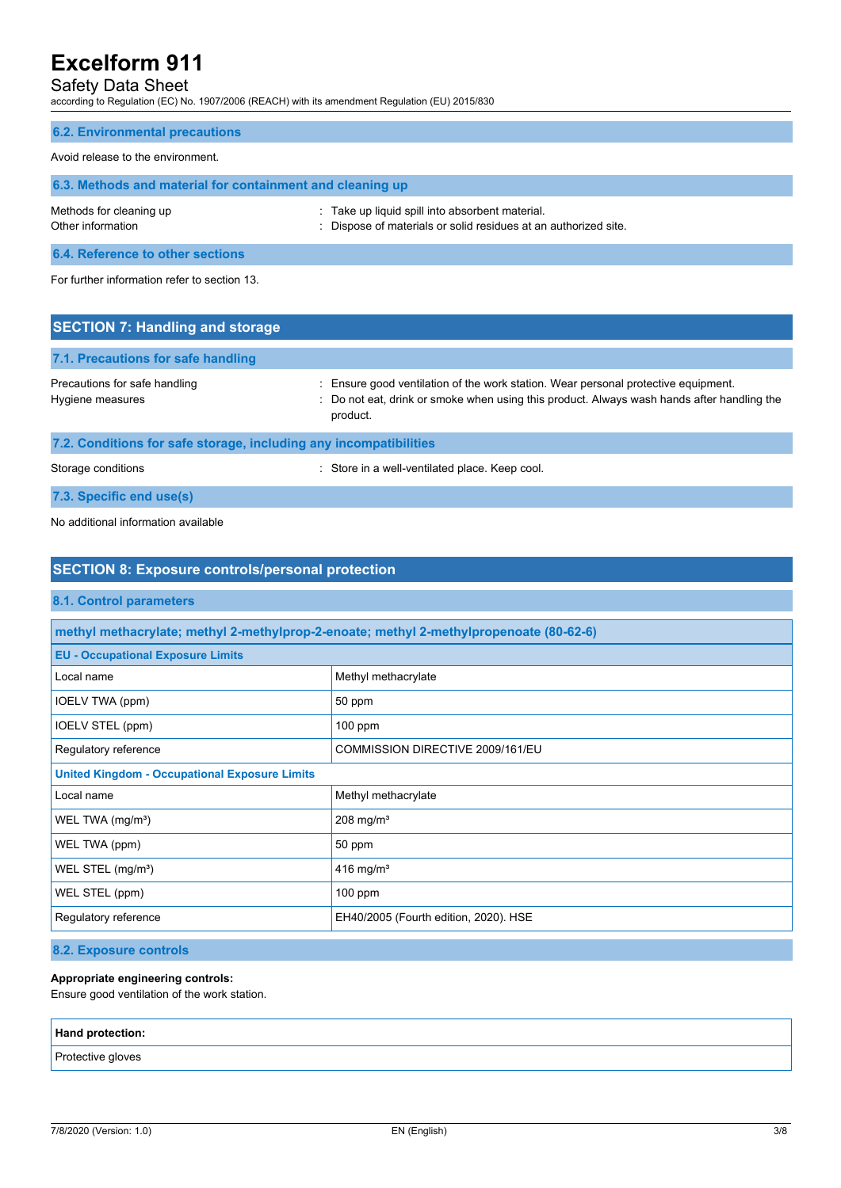### 6.2. Environmental precautions

Avoid release to the environment.

### 6.3. Methods and material for containment and cleaning up

Methods for cleaning up : Take up liquid spill into absorbent material.

Other information : Dispose of materials or solid residues at an authorized site.

### 6.4. Reference to other sections

For further information refer to section 13.

## SECTION 7: Handling and storage

### 7.1. Precautions for safe handling

Precautions for safe handling : Ensure good ventilation of the work station. Wear personal protective equipment.

Hygiene measures : Do not eat, drink or smoke when using this product. Always wash hands after handling the product.

### 7.2. Conditions for safe storage, including any incompatibilities

Storage conditions : Store in a well-ventilated place. Keep cool.

### 7.3. Specific end use(s)

No additional information available

## SECTION 8: Exposure controls/personal protection

### 8.1. Control parameters

| methyl methacrylate; methyl 2-methylprop-2-enoate; methyl 2-methylpropenoate (80-62-6) | |
|---|---|
| **EU - Occupational Exposure Limits** | |
| Local name | Methyl methacrylate |
| IOELV TWA (ppm) | 50 ppm |
| IOELV STEL (ppm) | 100 ppm |
| Regulatory reference | COMMISSION DIRECTIVE 2009/161/EU |
| **United Kingdom - Occupational Exposure Limits** | |
| Local name | Methyl methacrylate |
| WEL TWA (mg/m³) | 208 mg/m³ |
| WEL TWA (ppm) | 50 ppm |
| WEL STEL (mg/m³) | 416 mg/m³ |
| WEL STEL (ppm) | 100 ppm |
| Regulatory reference | EH40/2005 (Fourth edition, 2020). HSE |

### 8.2. Exposure controls

**Appropriate engineering controls:**
Ensure good ventilation of the work station.

| Hand protection: |
|---|
| Protective gloves |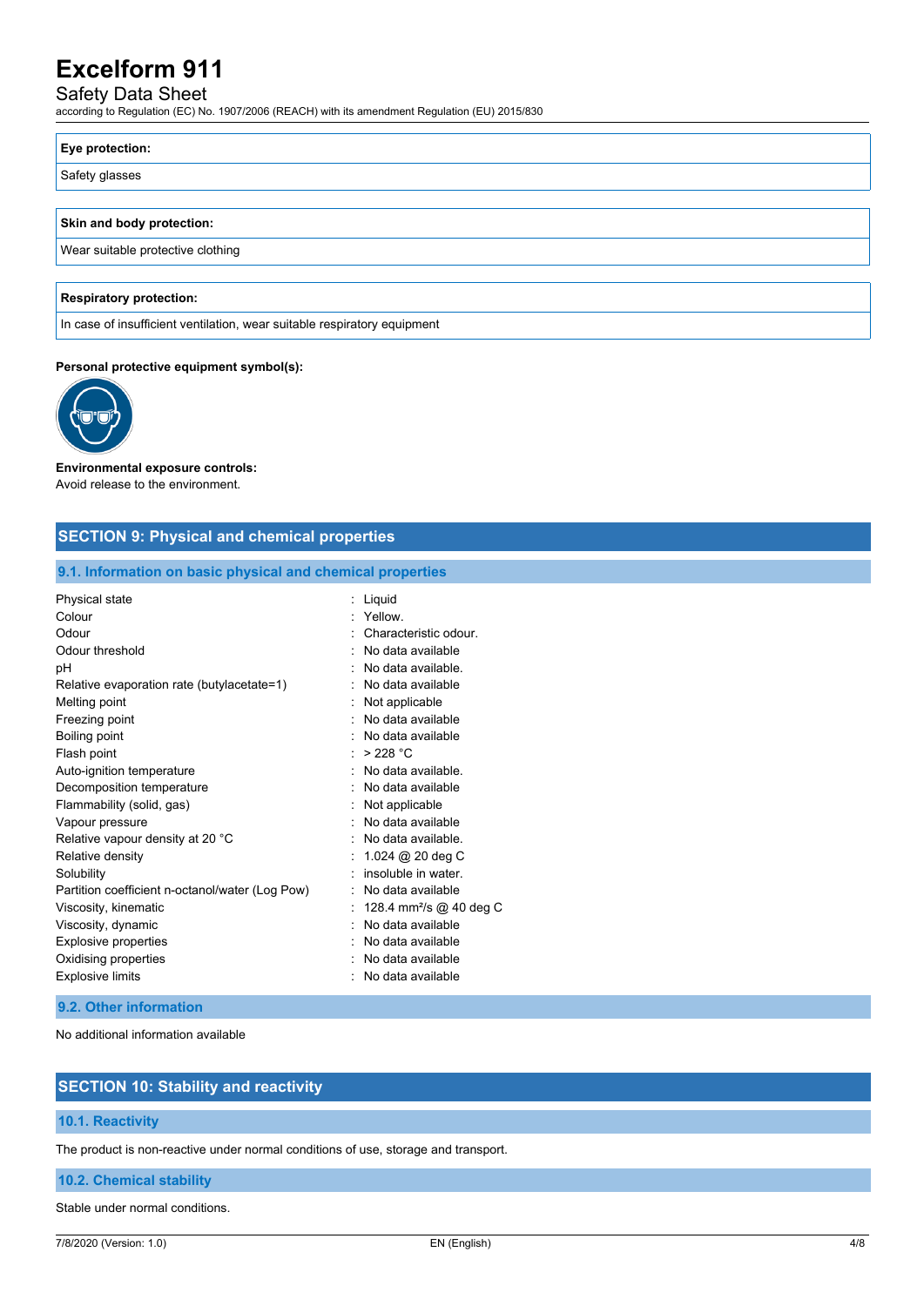| Eye protection: |
|---|
| Safety glasses |

| Skin and body protection: |
|---|
| Wear suitable protective clothing |

| Respiratory protection: |
|---|
| In case of insufficient ventilation, wear suitable respiratory equipment |

**Personal protective equipment symbol(s):**

**Environmental exposure controls:**
Avoid release to the environment.

## SECTION 9: Physical and chemical properties

### 9.1. Information on basic physical and chemical properties

| | |
|---|---|
| Physical state | : Liquid |
| Colour | : Yellow. |
| Odour | : Characteristic odour. |
| Odour threshold | : No data available |
| pH | : No data available. |
| Relative evaporation rate (butylacetate=1) | : No data available |
| Melting point | : Not applicable |
| Freezing point | : No data available |
| Boiling point | : No data available |
| Flash point | : > 228 °C |
| Auto-ignition temperature | : No data available. |
| Decomposition temperature | : No data available |
| Flammability (solid, gas) | : Not applicable |
| Vapour pressure | : No data available |
| Relative vapour density at 20 °C | : No data available. |
| Relative density | : 1.024 @ 20 deg C |
| Solubility | : insoluble in water. |
| Partition coefficient n-octanol/water (Log Pow) | : No data available |
| Viscosity, kinematic | : 128.4 $mm^2/s$ @ 40 deg C |
| Viscosity, dynamic | : No data available |
| Explosive properties | : No data available |
| Oxidising properties | : No data available |
| Explosive limits | : No data available |

### 9.2. Other information

No additional information available

## SECTION 10: Stability and reactivity

### 10.1. Reactivity

The product is non-reactive under normal conditions of use, storage and transport.

### 10.2. Chemical stability

Stable under normal conditions.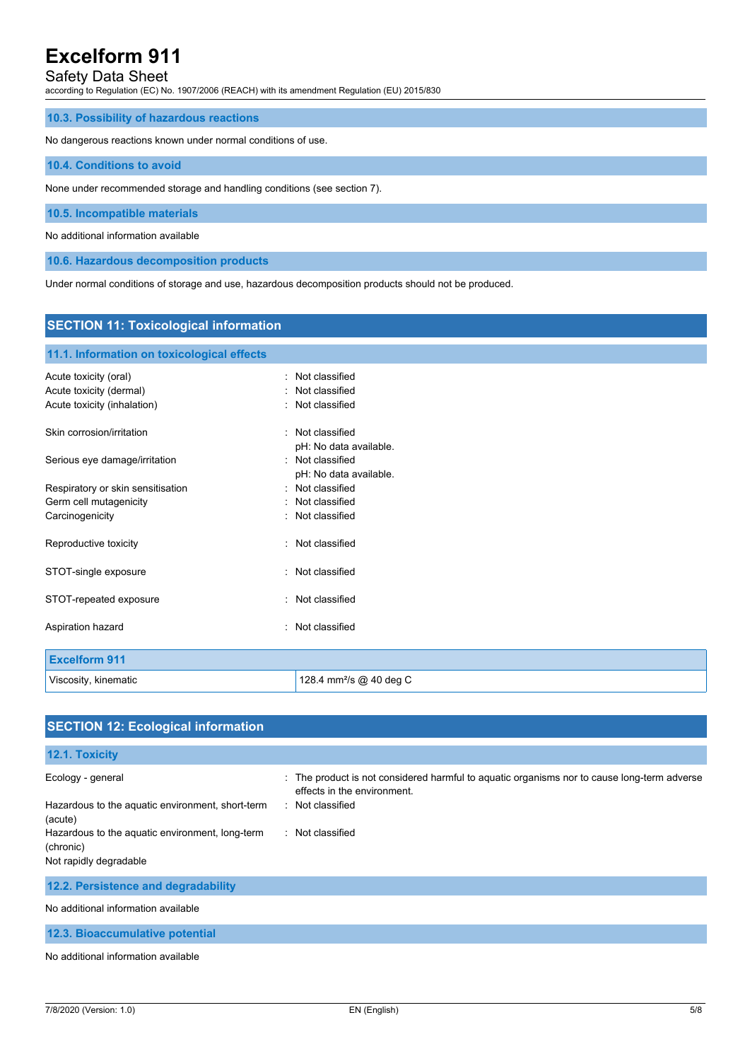### 10.3. Possibility of hazardous reactions

No dangerous reactions known under normal conditions of use.

### 10.4. Conditions to avoid

None under recommended storage and handling conditions (see section 7).

### 10.5. Incompatible materials

No additional information available

### 10.6. Hazardous decomposition products

Under normal conditions of storage and use, hazardous decomposition products should not be produced.

## SECTION 11: Toxicological information

### 11.1. Information on toxicological effects

Acute toxicity (oral) : Not classified
Acute toxicity (dermal) : Not classified
Acute toxicity (inhalation) : Not classified

Skin corrosion/irritation : Not classified
pH: No data available.

Serious eye damage/irritation : Not classified
pH: No data available.

Respiratory or skin sensitisation : Not classified
Germ cell mutagenicity : Not classified
Carcinogenicity : Not classified

Reproductive toxicity : Not classified

STOT-single exposure : Not classified

STOT-repeated exposure : Not classified

Aspiration hazard : Not classified

| Excelform 911 | |
|---|---|
| Viscosity, kinematic | 128.4 $mm^2/s$ @ 40 deg C |

## SECTION 12: Ecological information

### 12.1. Toxicity

Ecology - general : The product is not considered harmful to aquatic organisms nor to cause long-term adverse effects in the environment.
Hazardous to the aquatic environment, short-term (acute) : Not classified
Hazardous to the aquatic environment, long-term (chronic) : Not classified
Not rapidly degradable

### 12.2. Persistence and degradability

No additional information available

### 12.3. Bioaccumulative potential

No additional information available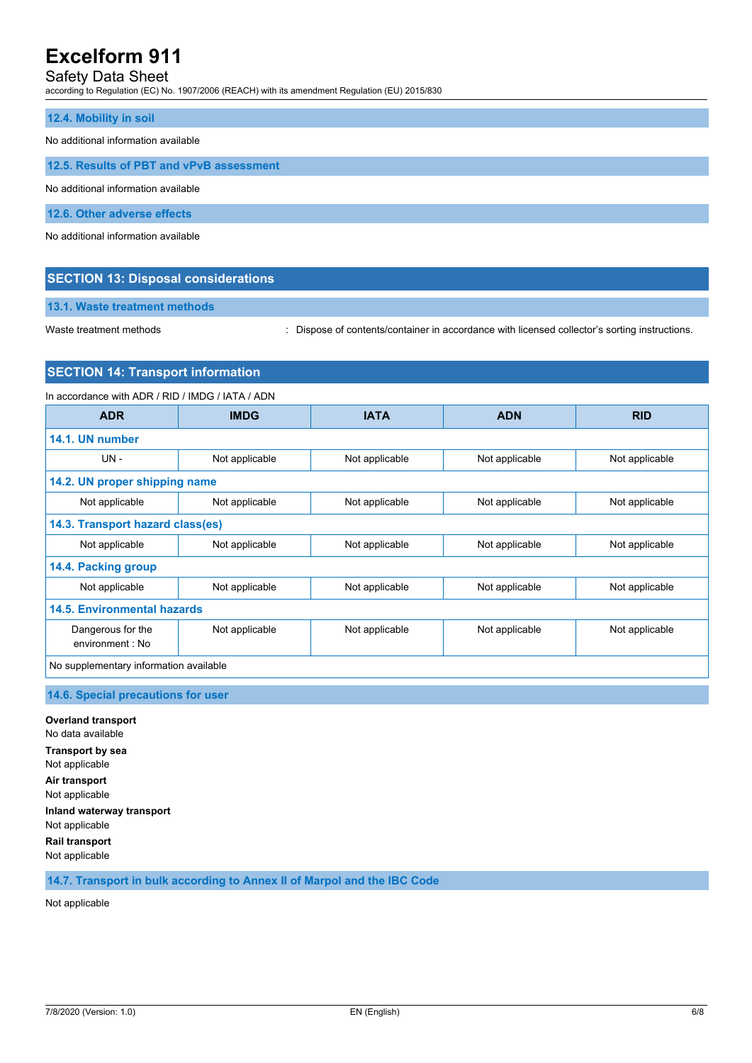### 12.4. Mobility in soil

No additional information available

### 12.5. Results of PBT and vPvB assessment

No additional information available

### 12.6. Other adverse effects

No additional information available

## SECTION 13: Disposal considerations

### 13.1. Waste treatment methods

Waste treatment methods : Dispose of contents/container in accordance with licensed collector's sorting instructions.

## SECTION 14: Transport information

In accordance with ADR / RID / IMDG / IATA / ADN

| ADR | IMDG | IATA | ADN | RID |
|---|---|---|---|---|
| **14.1. UN number** | | | | |
| UN - | Not applicable | Not applicable | Not applicable | Not applicable |
| **14.2. UN proper shipping name** | | | | |
| Not applicable | Not applicable | Not applicable | Not applicable | Not applicable |
| **14.3. Transport hazard class(es)** | | | | |
| Not applicable | Not applicable | Not applicable | Not applicable | Not applicable |
| **14.4. Packing group** | | | | |
| Not applicable | Not applicable | Not applicable | Not applicable | Not applicable |
| **14.5. Environmental hazards** | | | | |
| Dangerous for the environment : No | Not applicable | Not applicable | Not applicable | Not applicable |
| No supplementary information available | | | | |

### 14.6. Special precautions for user

**Overland transport**
No data available

**Transport by sea**
Not applicable

**Air transport**
Not applicable

**Inland waterway transport**
Not applicable

**Rail transport**
Not applicable

### 14.7. Transport in bulk according to Annex II of Marpol and the IBC Code

Not applicable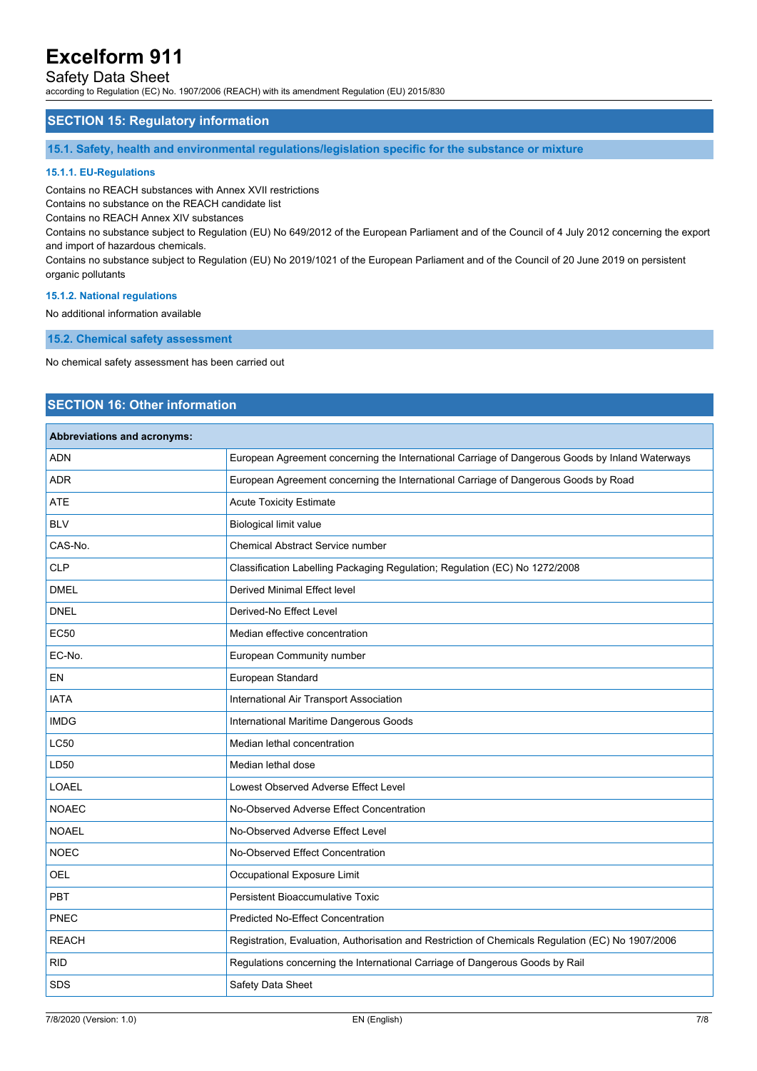## SECTION 15: Regulatory information

### 15.1. Safety, health and environmental regulations/legislation specific for the substance or mixture

#### 15.1.1. EU-Regulations

Contains no REACH substances with Annex XVII restrictions
Contains no substance on the REACH candidate list
Contains no REACH Annex XIV substances
Contains no substance subject to Regulation (EU) No 649/2012 of the European Parliament and of the Council of 4 July 2012 concerning the export and import of hazardous chemicals.
Contains no substance subject to Regulation (EU) No 2019/1021 of the European Parliament and of the Council of 20 June 2019 on persistent organic pollutants

#### 15.1.2. National regulations

No additional information available

### 15.2. Chemical safety assessment

No chemical safety assessment has been carried out

## SECTION 16: Other information

| Abbreviations and acronyms: | |
|---|---|
| ADN | European Agreement concerning the International Carriage of Dangerous Goods by Inland Waterways |
| ADR | European Agreement concerning the International Carriage of Dangerous Goods by Road |
| ATE | Acute Toxicity Estimate |
| BLV | Biological limit value |
| CAS-No. | Chemical Abstract Service number |
| CLP | Classification Labelling Packaging Regulation; Regulation (EC) No 1272/2008 |
| DMEL | Derived Minimal Effect level |
| DNEL | Derived-No Effect Level |
| EC50 | Median effective concentration |
| EC-No. | European Community number |
| EN | European Standard |
| IATA | International Air Transport Association |
| IMDG | International Maritime Dangerous Goods |
| LC50 | Median lethal concentration |
| LD50 | Median lethal dose |
| LOAEL | Lowest Observed Adverse Effect Level |
| NOAEC | No-Observed Adverse Effect Concentration |
| NOAEL | No-Observed Adverse Effect Level |
| NOEC | No-Observed Effect Concentration |
| OEL | Occupational Exposure Limit |
| PBT | Persistent Bioaccumulative Toxic |
| PNEC | Predicted No-Effect Concentration |
| REACH | Registration, Evaluation, Authorisation and Restriction of Chemicals Regulation (EC) No 1907/2006 |
| RID | Regulations concerning the International Carriage of Dangerous Goods by Rail |
| SDS | Safety Data Sheet |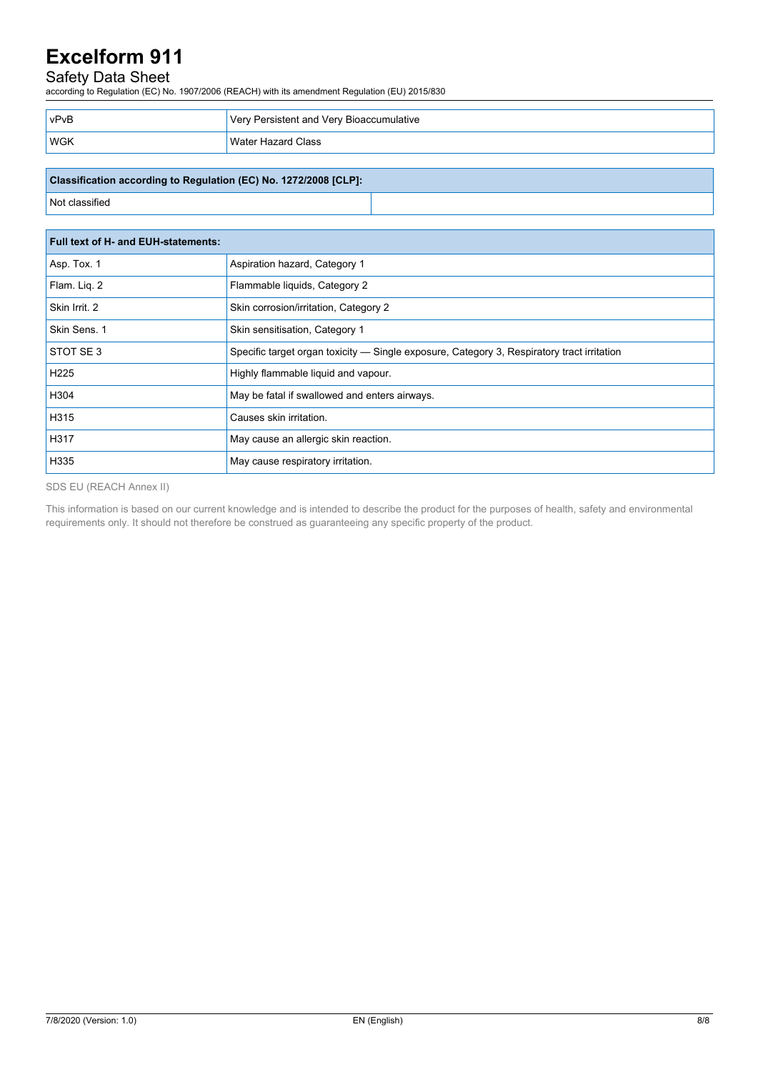| | |
|---|---|
| vPvB | Very Persistent and Very Bioaccumulative |
| WGK | Water Hazard Class |

| Classification according to Regulation (EC) No. 1272/2008 [CLP]: | |
|---|---|
| Not classified | |

| Full text of H- and EUH-statements: | |
|---|---|
| Asp. Tox. 1 | Aspiration hazard, Category 1 |
| Flam. Liq. 2 | Flammable liquids, Category 2 |
| Skin Irrit. 2 | Skin corrosion/irritation, Category 2 |
| Skin Sens. 1 | Skin sensitisation, Category 1 |
| STOT SE 3 | Specific target organ toxicity — Single exposure, Category 3, Respiratory tract irritation |
| H225 | Highly flammable liquid and vapour. |
| H304 | May be fatal if swallowed and enters airways. |
| H315 | Causes skin irritation. |
| H317 | May cause an allergic skin reaction. |
| H335 | May cause respiratory irritation. |

SDS EU (REACH Annex II)

This information is based on our current knowledge and is intended to describe the product for the purposes of health, safety and environmental requirements only. It should not therefore be construed as guaranteeing any specific property of the product.